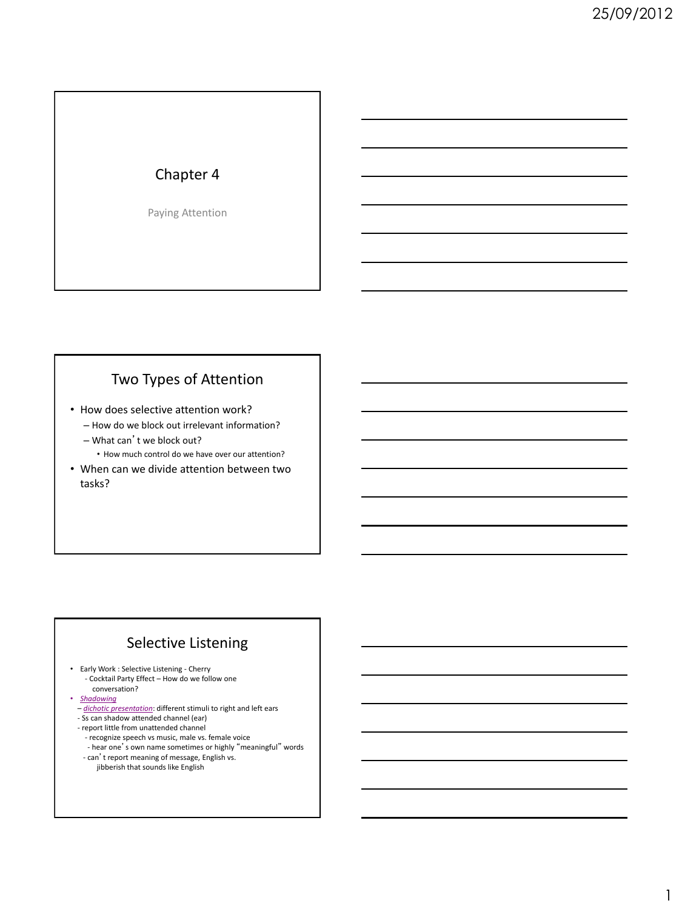# Chapter 4

Paying Attention

## Two Types of Attention

- How does selective attention work?
  - How do we block out irrelevant information?
  - What can't we block out?
    - How much control do we have over our attention?
- When can we divide attention between two tasks?

## Selective Listening

- Early Work : Selective Listening - Cherry
  - Cocktail Party Effect – How do we follow one conversation?
- *Shadowing*
  - *dichotic presentation*: different stimuli to right and left ears
  - Ss can shadow attended channel (ear)
  - report little from unattended channel
    - recognize speech vs music, male vs. female voice
    - hear one's own name sometimes or highly "meaningful" words
    - can't report meaning of message, English vs. jibberish that sounds like English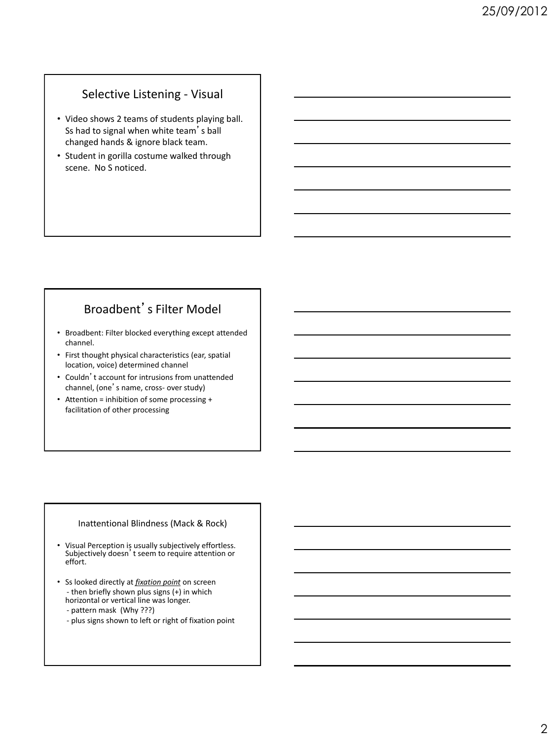## Selective Listening - Visual

- Video shows 2 teams of students playing ball. Ss had to signal when white team's ball changed hands & ignore black team.
- Student in gorilla costume walked through scene. No S noticed.

## Broadbent's Filter Model

- Broadbent: Filter blocked everything except attended channel.
- First thought physical characteristics (ear, spatial location, voice) determined channel
- Couldn't account for intrusions from unattended channel, (one's name, cross- over study)
- Attention = inhibition of some processing + facilitation of other processing

## Inattentional Blindness (Mack & Rock)

- Visual Perception is usually subjectively effortless. Subjectively doesn't seem to require attention or effort.
- Ss looked directly at <u>*fixation point*</u> on screen
  - then briefly shown plus signs (+) in which horizontal or vertical line was longer.
  - pattern mask (Why ???)
  - plus signs shown to left or right of fixation point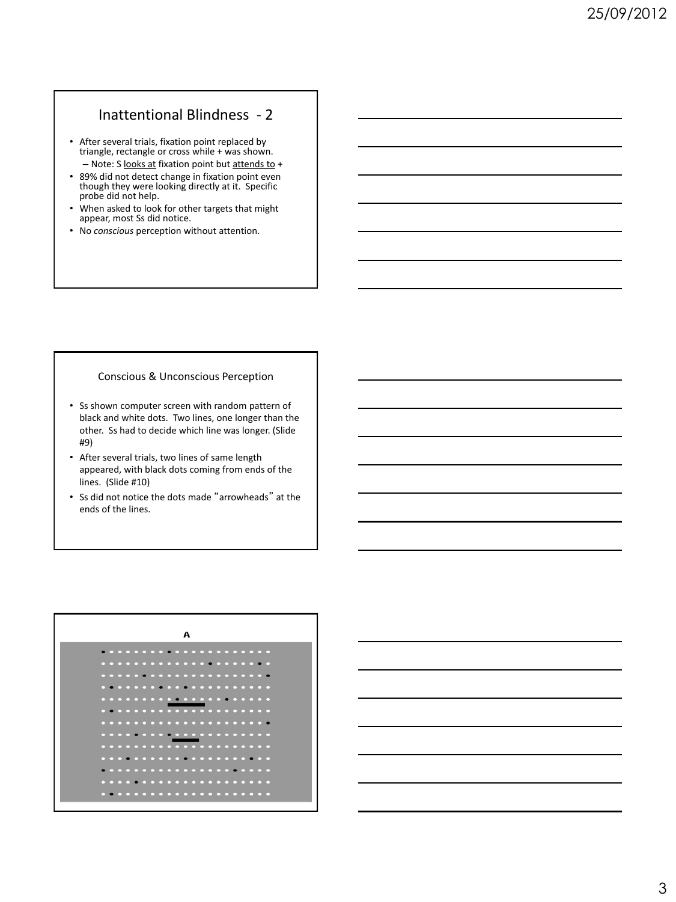## Inattentional Blindness - 2

- After several trials, fixation point replaced by triangle, rectangle or cross while + was shown.
  - Note: S looks at fixation point but attends to +
- 89% did not detect change in fixation point even though they were looking directly at it. Specific probe did not help.
- When asked to look for other targets that might appear, most Ss did notice.
- No *conscious* perception without attention.

## Conscious & Unconscious Perception

- Ss shown computer screen with random pattern of black and white dots. Two lines, one longer than the other. Ss had to decide which line was longer. (Slide #9)
- After several trials, two lines of same length appeared, with black dots coming from ends of the lines. (Slide #10)
- Ss did not notice the dots made "arrowheads" at the ends of the lines.

A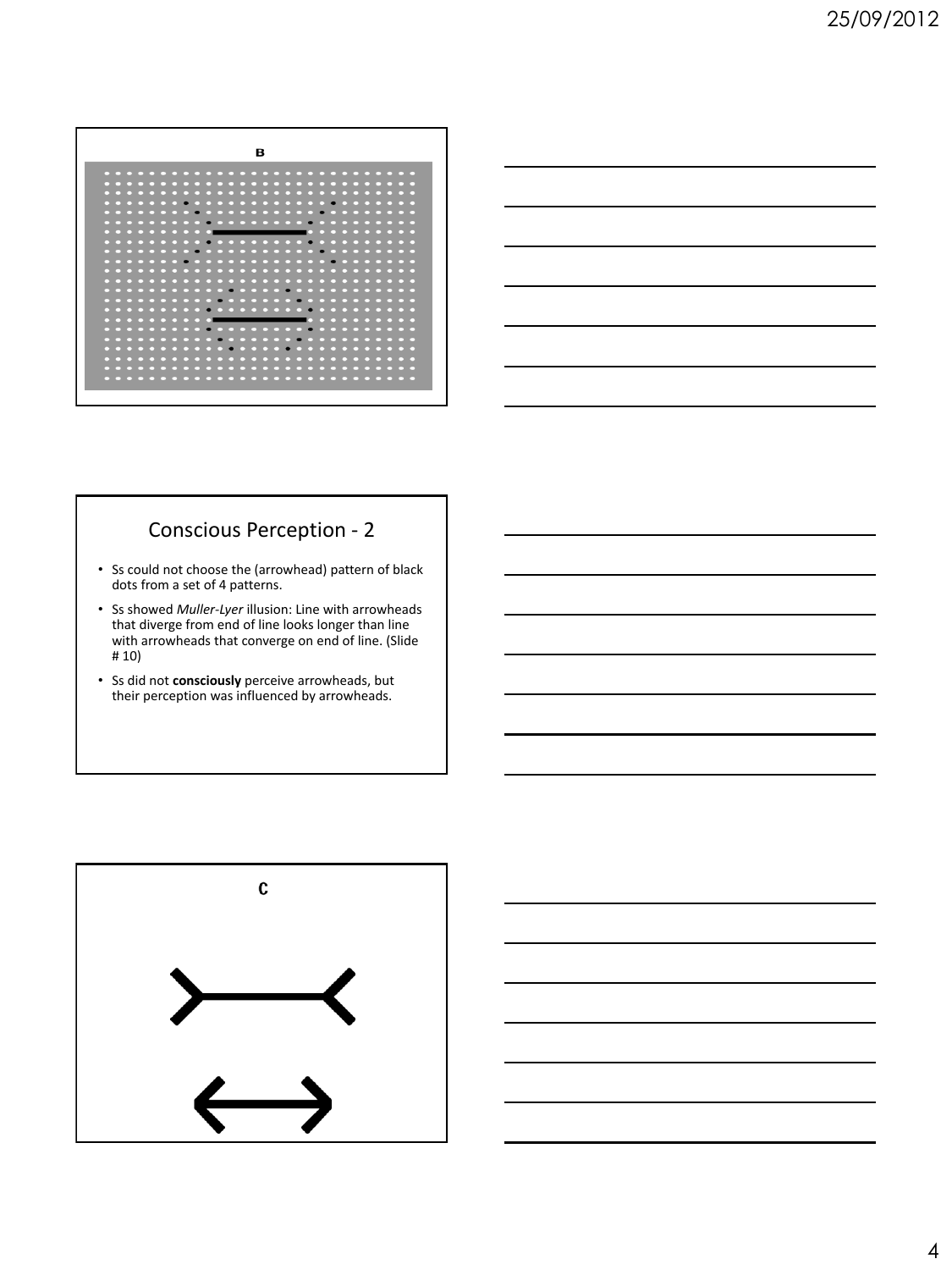B

## Conscious Perception - 2

- Ss could not choose the (arrowhead) pattern of black dots from a set of 4 patterns.
- Ss showed *Muller-Lyer* illusion: Line with arrowheads that diverge from end of line looks longer than line with arrowheads that converge on end of line. (Slide # 10)
- Ss did not **consciously** perceive arrowheads, but their perception was influenced by arrowheads.

C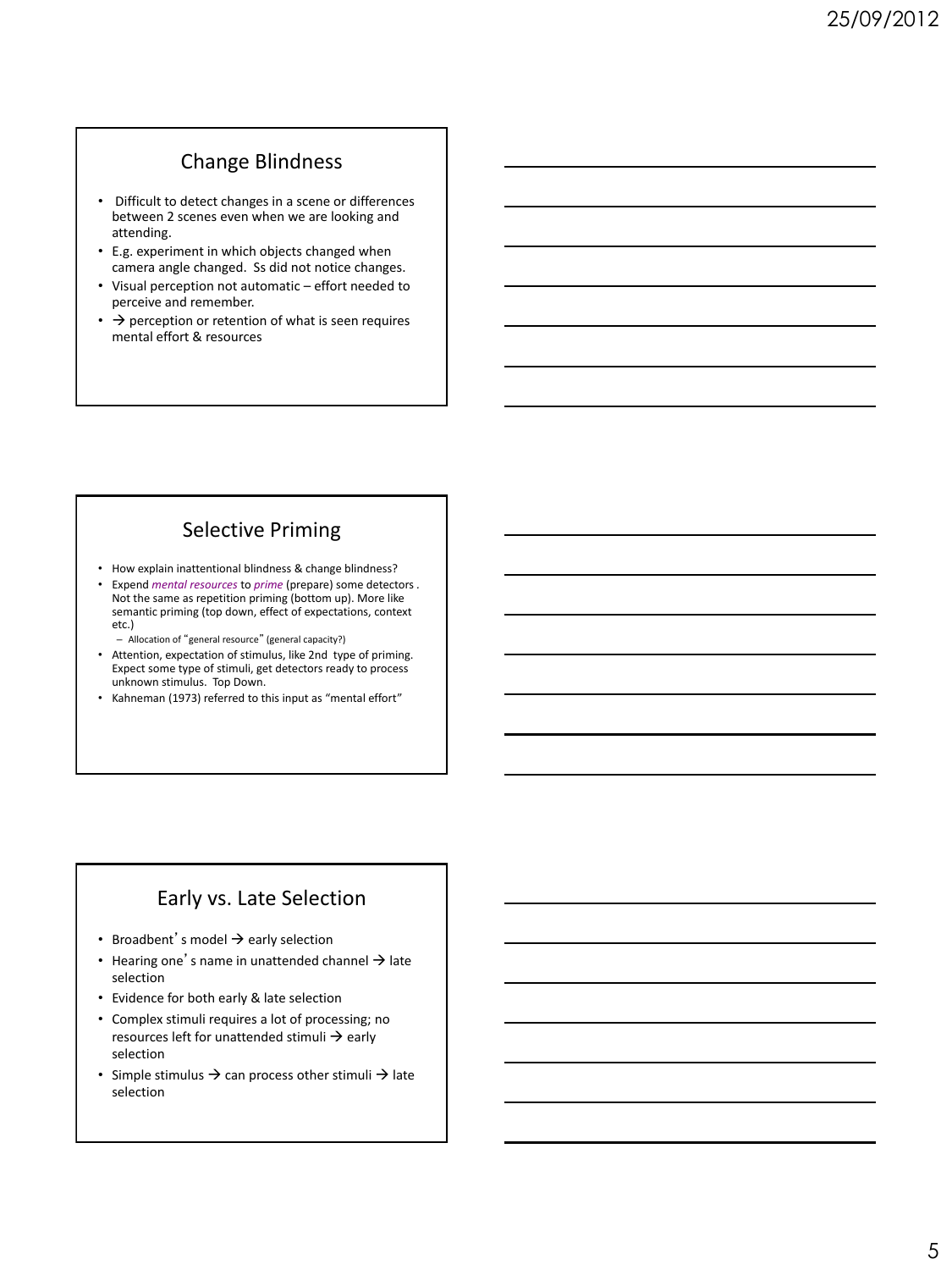## Change Blindness

- Difficult to detect changes in a scene or differences between 2 scenes even when we are looking and attending.
- E.g. experiment in which objects changed when camera angle changed. Ss did not notice changes.
- Visual perception not automatic – effort needed to perceive and remember.
- → perception or retention of what is seen requires mental effort & resources

## Selective Priming

- How explain inattentional blindness & change blindness?
- Expend *mental resources* to *prime* (prepare) some detectors . Not the same as repetition priming (bottom up). More like semantic priming (top down, effect of expectations, context etc.)
  - Allocation of "general resource" (general capacity?)
- Attention, expectation of stimulus, like 2nd type of priming. Expect some type of stimuli, get detectors ready to process unknown stimulus. Top Down.
- Kahneman (1973) referred to this input as "mental effort"

## Early vs. Late Selection

- Broadbent's model → early selection
- Hearing one's name in unattended channel → late selection
- Evidence for both early & late selection
- Complex stimuli requires a lot of processing; no resources left for unattended stimuli → early selection
- Simple stimulus → can process other stimuli → late selection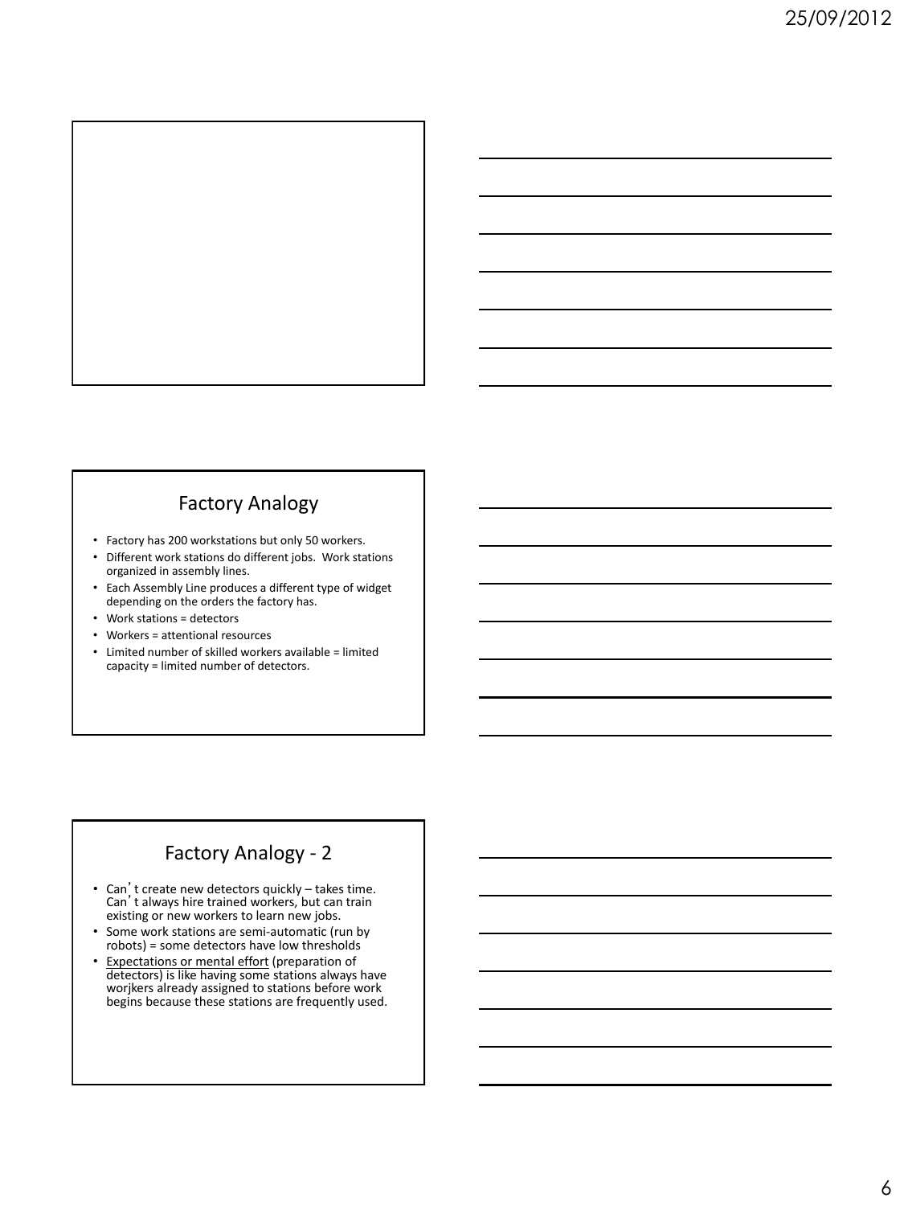## Factory Analogy

- Factory has 200 workstations but only 50 workers.
- Different work stations do different jobs. Work stations organized in assembly lines.
- Each Assembly Line produces a different type of widget depending on the orders the factory has.
- Work stations = detectors
- Workers = attentional resources
- Limited number of skilled workers available = limited capacity = limited number of detectors.

## Factory Analogy - 2

- Can't create new detectors quickly – takes time. Can't always hire trained workers, but can train existing or new workers to learn new jobs.
- Some work stations are semi-automatic (run by robots) = some detectors have low thresholds
- <u>Expectations or mental effort</u> (preparation of detectors) is like having some stations always have worjkers already assigned to stations before work begins because these stations are frequently used.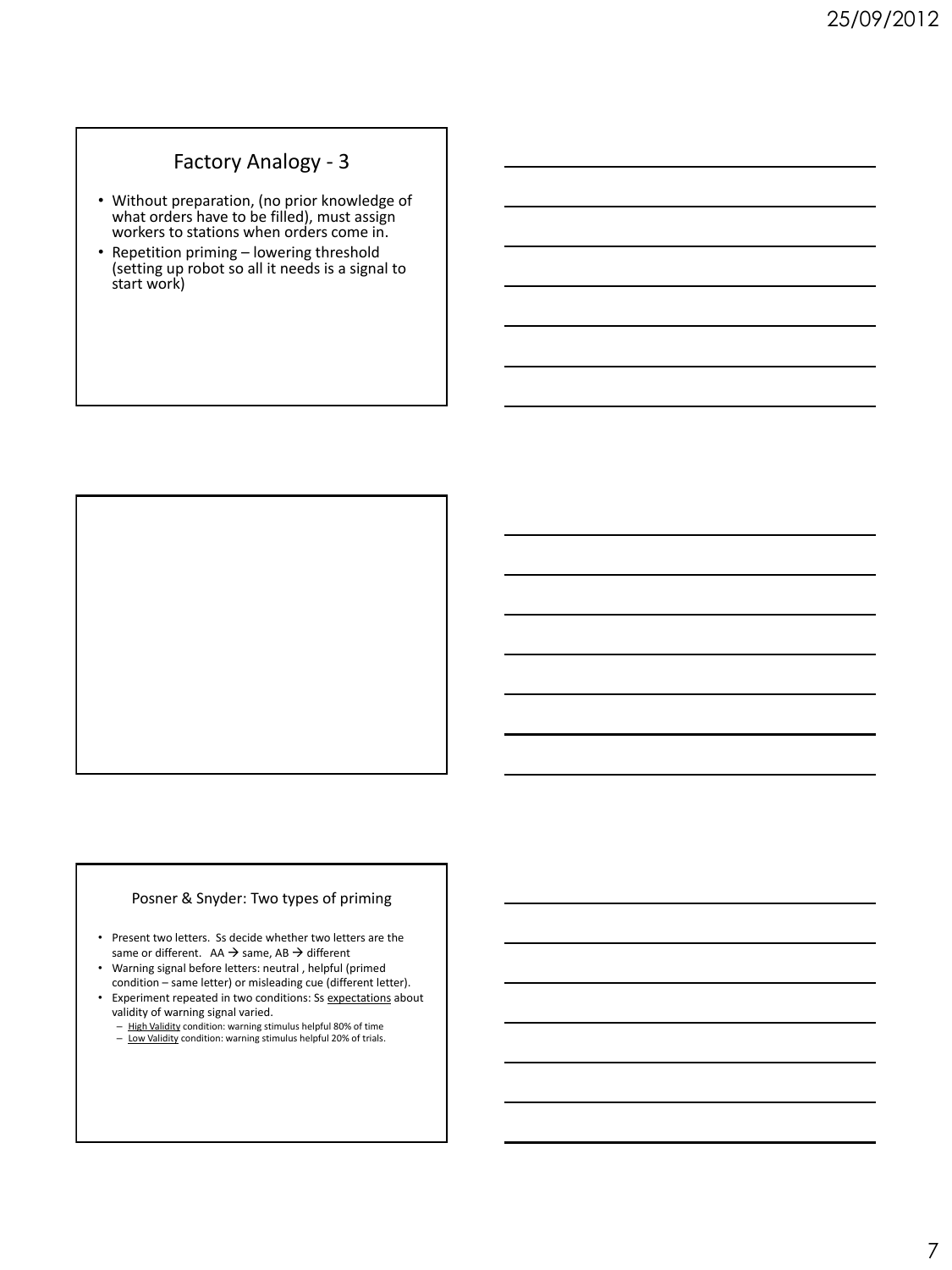## Factory Analogy - 3

- Without preparation, (no prior knowledge of what orders have to be filled), must assign workers to stations when orders come in.
- Repetition priming – lowering threshold (setting up robot so all it needs is a signal to start work)

## Posner & Snyder: Two types of priming

- Present two letters. Ss decide whether two letters are the same or different. AA → same, AB → different
- Warning signal before letters: neutral , helpful (primed condition – same letter) or misleading cue (different letter).
- Experiment repeated in two conditions: Ss expectations about validity of warning signal varied.
  - High Validity condition: warning stimulus helpful 80% of time
  - Low Validity condition: warning stimulus helpful 20% of trials.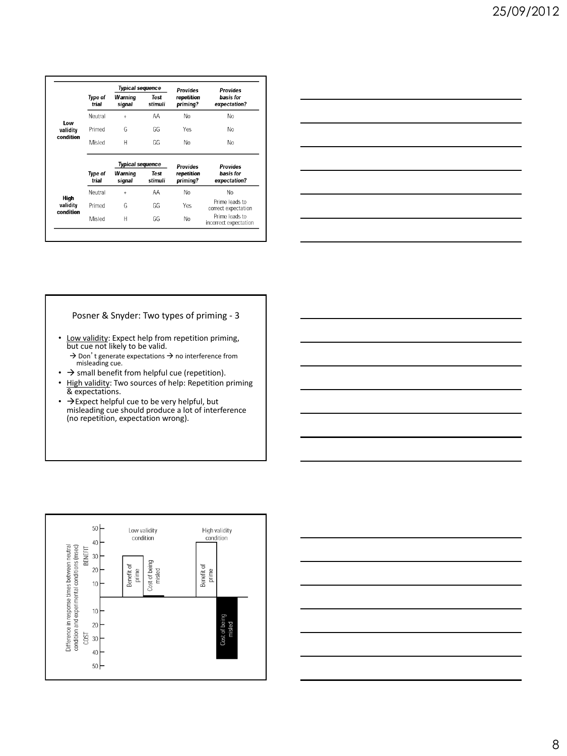| | Type of trial | Typical sequence: Warning signal | Typical sequence: Test stimuli | Provides repetition priming? | Provides basis for expectation? |
|---|---|---|---|---|---|
| **Low validity condition** | Neutral | + | AA | No | No |
| | Primed | G | GG | Yes | No |
| | Misled | H | GG | No | No |

| | Type of trial | Typical sequence: Warning signal | Typical sequence: Test stimuli | Provides repetition priming? | Provides basis for expectation? |
|---|---|---|---|---|---|
| **High validity condition** | Neutral | + | AA | No | No |
| | Primed | G | GG | Yes | Prime leads to correct expectation |
| | Misled | H | GG | No | Prime leads to incorrect expectation |

## Posner & Snyder: Two types of priming - 3

- Low validity: Expect help from repetition priming, but cue not likely to be valid.
  - → Don't generate expectations → no interference from misleading cue.
- → small benefit from helpful cue (repetition).
- High validity: Two sources of help: Repetition priming & expectations.
- →Expect helpful cue to be very helpful, but misleading cue should produce a lot of interference (no repetition, expectation wrong).

Difference in response times between neutral condition and experimental conditions (msec)

BENEFIT / COST

Low validity condition: Benefit of prime; Cost of being misled

High validity condition: Benefit of prime; Cost of being misled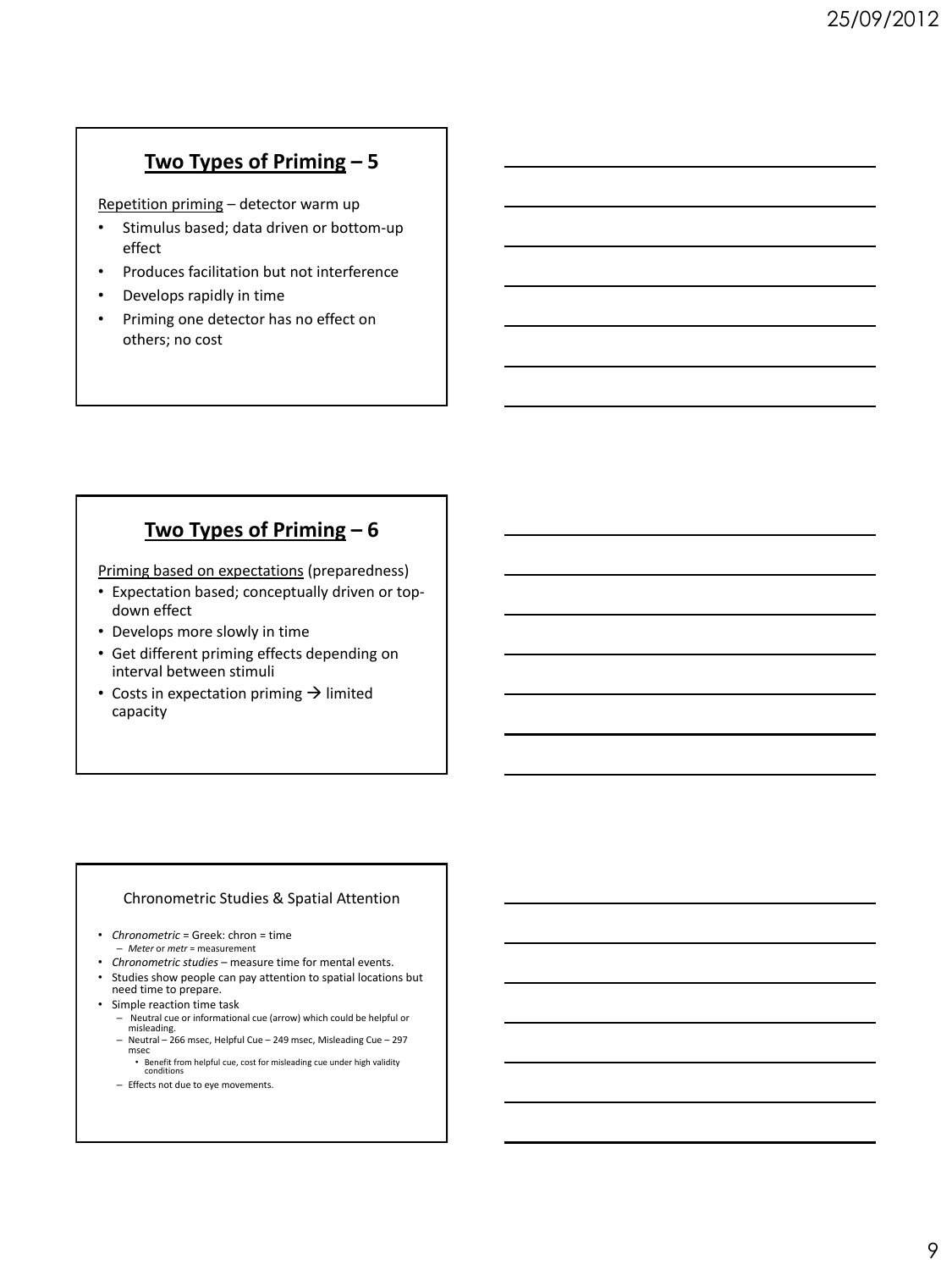## Two Types of Priming – 5

Repetition priming – detector warm up

- Stimulus based; data driven or bottom-up effect
- Produces facilitation but not interference
- Develops rapidly in time
- Priming one detector has no effect on others; no cost

## Two Types of Priming – 6

Priming based on expectations (preparedness)

- Expectation based; conceptually driven or top-down effect
- Develops more slowly in time
- Get different priming effects depending on interval between stimuli
- Costs in expectation priming → limited capacity

### Chronometric Studies & Spatial Attention

- *Chronometric* = Greek: chron = time
  - *Meter* or *metr* = measurement
- *Chronometric studies* – measure time for mental events.
- Studies show people can pay attention to spatial locations but need time to prepare.
- Simple reaction time task
  - Neutral cue or informational cue (arrow) which could be helpful or misleading.
  - Neutral – 266 msec, Helpful Cue – 249 msec, Misleading Cue – 297 msec
    - Benefit from helpful cue, cost for misleading cue under high validity conditions
  - Effects not due to eye movements.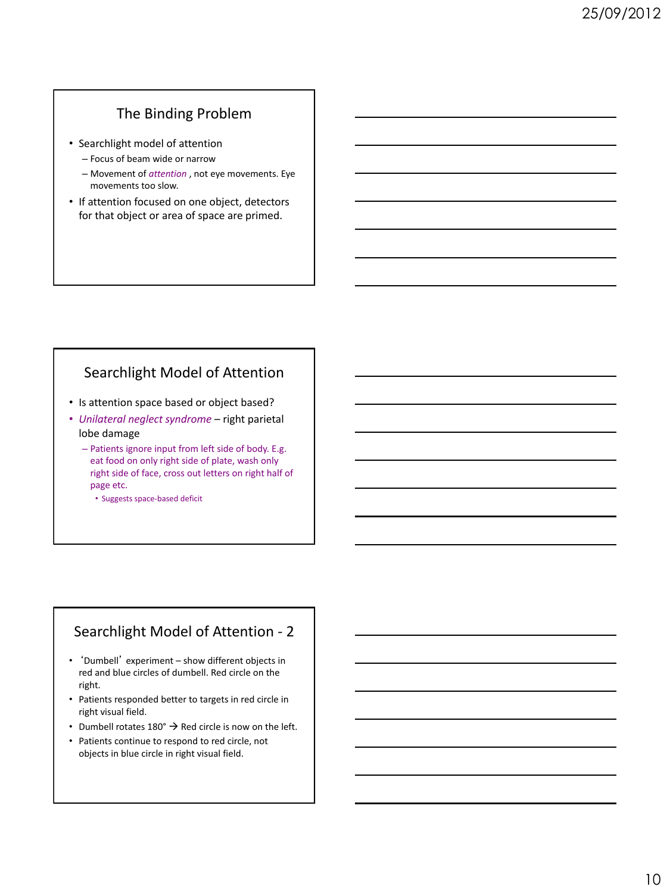## The Binding Problem

- Searchlight model of attention
  - Focus of beam wide or narrow
  - Movement of *attention* , not eye movements. Eye movements too slow.
- If attention focused on one object, detectors for that object or area of space are primed.

## Searchlight Model of Attention

- Is attention space based or object based?
- *Unilateral neglect syndrome* – right parietal lobe damage
  - Patients ignore input from left side of body. E.g. eat food on only right side of plate, wash only right side of face, cross out letters on right half of page etc.
    - Suggests space-based deficit

## Searchlight Model of Attention - 2

- 'Dumbell' experiment – show different objects in red and blue circles of dumbell. Red circle on the right.
- Patients responded better to targets in red circle in right visual field.
- Dumbell rotates 180° → Red circle is now on the left.
- Patients continue to respond to red circle, not objects in blue circle in right visual field.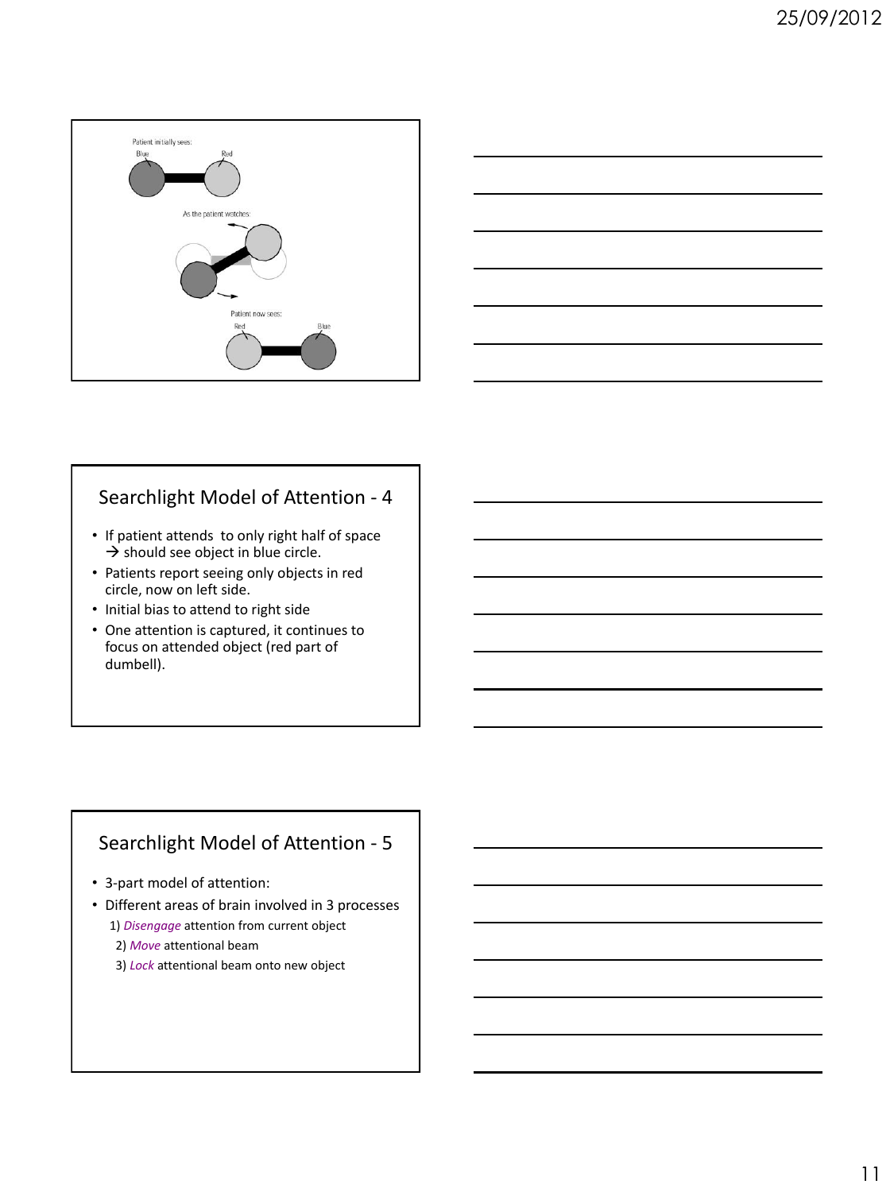Patient initially sees:

Blue Red

As the patient watches:

Patient now sees:

Red Blue

## Searchlight Model of Attention - 4

- If patient attends to only right half of space → should see object in blue circle.
- Patients report seeing only objects in red circle, now on left side.
- Initial bias to attend to right side
- One attention is captured, it continues to focus on attended object (red part of dumbell).

## Searchlight Model of Attention - 5

- 3-part model of attention:
- Different areas of brain involved in 3 processes
  1) *Disengage* attention from current object
  2) *Move* attentional beam
  3) *Lock* attentional beam onto new object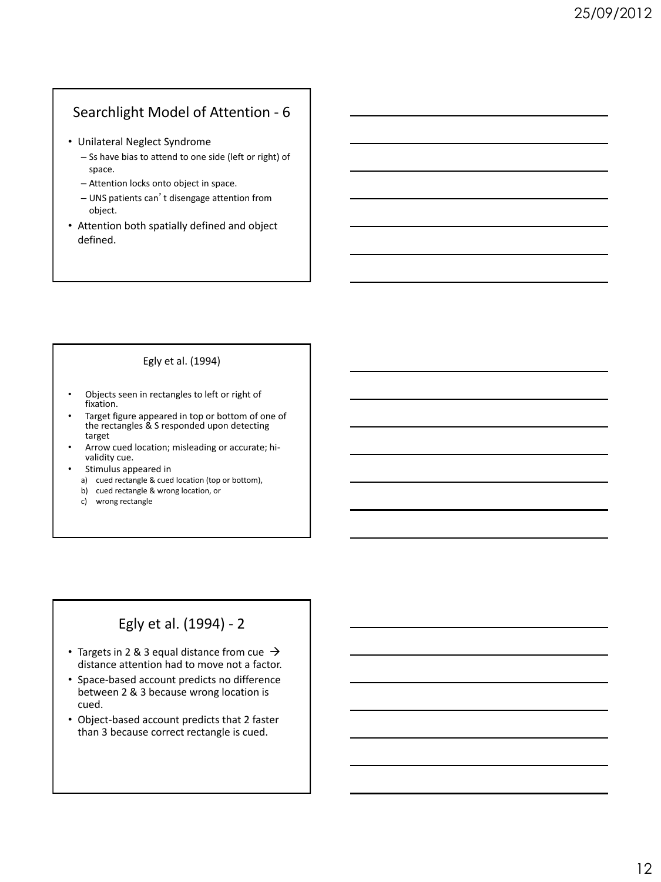## Searchlight Model of Attention - 6

- Unilateral Neglect Syndrome
  - Ss have bias to attend to one side (left or right) of space.
  - Attention locks onto object in space.
  - UNS patients can't disengage attention from object.
- Attention both spatially defined and object defined.

## Egly et al. (1994)

- Objects seen in rectangles to left or right of fixation.
- Target figure appeared in top or bottom of one of the rectangles & S responded upon detecting target
- Arrow cued location; misleading or accurate; hi-validity cue.
- Stimulus appeared in
  a) cued rectangle & cued location (top or bottom),
  b) cued rectangle & wrong location, or
  c) wrong rectangle

## Egly et al. (1994) - 2

- Targets in 2 & 3 equal distance from cue → distance attention had to move not a factor.
- Space-based account predicts no difference between 2 & 3 because wrong location is cued.
- Object-based account predicts that 2 faster than 3 because correct rectangle is cued.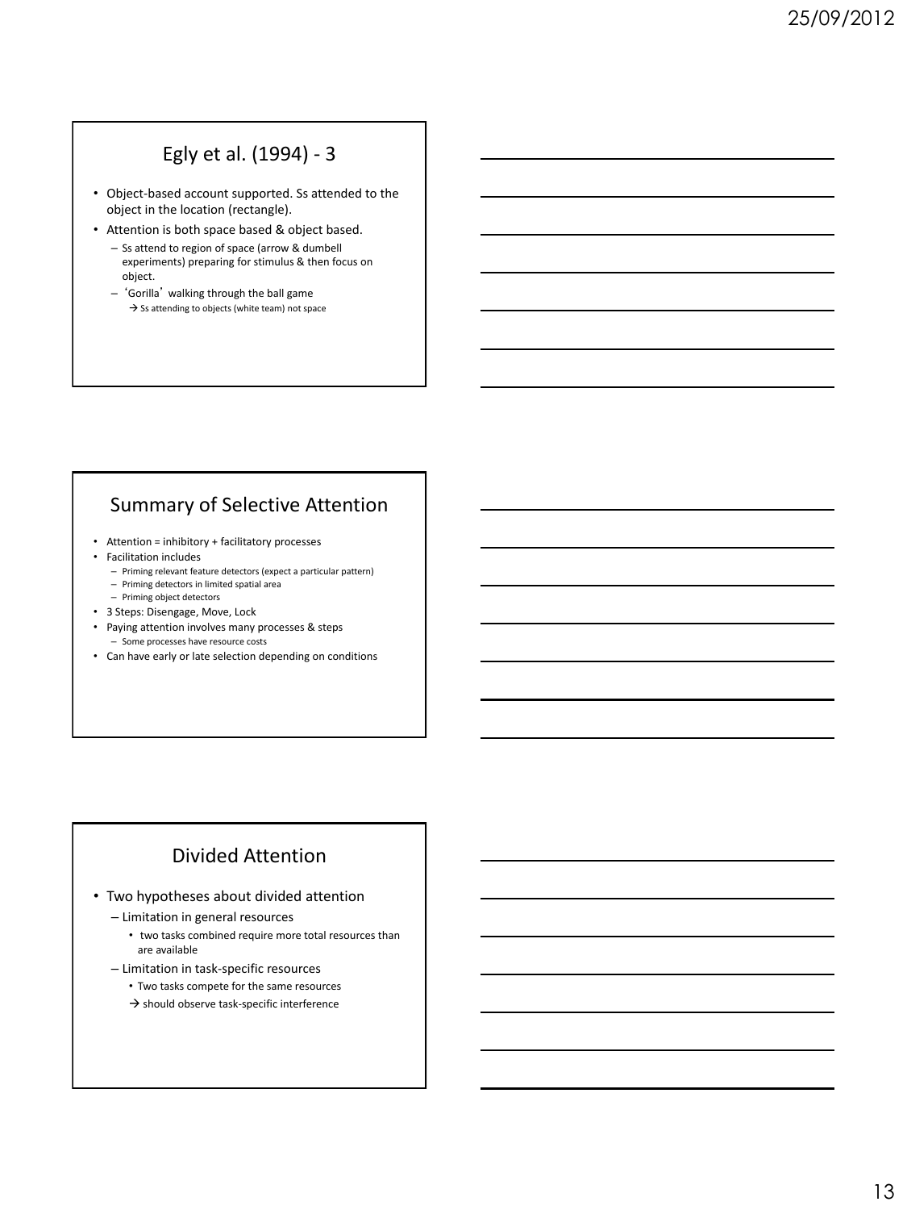## Egly et al. (1994) - 3

- Object-based account supported. Ss attended to the object in the location (rectangle).
- Attention is both space based & object based.
  - Ss attend to region of space (arrow & dumbell experiments) preparing for stimulus & then focus on object.
  - 'Gorilla' walking through the ball game
    - → Ss attending to objects (white team) not space

## Summary of Selective Attention

- Attention = inhibitory + facilitatory processes
- Facilitation includes
  - Priming relevant feature detectors (expect a particular pattern)
  - Priming detectors in limited spatial area
  - Priming object detectors
- 3 Steps: Disengage, Move, Lock
- Paying attention involves many processes & steps
  - Some processes have resource costs
- Can have early or late selection depending on conditions

## Divided Attention

- Two hypotheses about divided attention
  - Limitation in general resources
    - two tasks combined require more total resources than are available
  - Limitation in task-specific resources
    - Two tasks compete for the same resources
    - → should observe task-specific interference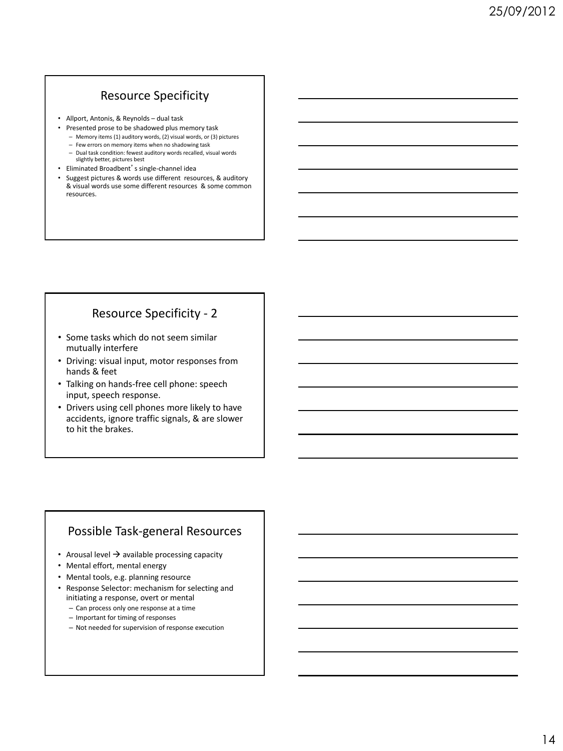## Resource Specificity

- Allport, Antonis, & Reynolds – dual task
- Presented prose to be shadowed plus memory task
  - Memory items (1) auditory words, (2) visual words, or (3) pictures
  - Few errors on memory items when no shadowing task
  - Dual task condition: fewest auditory words recalled, visual words slightly better, pictures best
- Eliminated Broadbent's single-channel idea
- Suggest pictures & words use different resources, & auditory & visual words use some different resources & some common resources.

## Resource Specificity - 2

- Some tasks which do not seem similar mutually interfere
- Driving: visual input, motor responses from hands & feet
- Talking on hands-free cell phone: speech input, speech response.
- Drivers using cell phones more likely to have accidents, ignore traffic signals, & are slower to hit the brakes.

## Possible Task-general Resources

- Arousal level → available processing capacity
- Mental effort, mental energy
- Mental tools, e.g. planning resource
- Response Selector: mechanism for selecting and initiating a response, overt or mental
  - Can process only one response at a time
  - Important for timing of responses
  - Not needed for supervision of response execution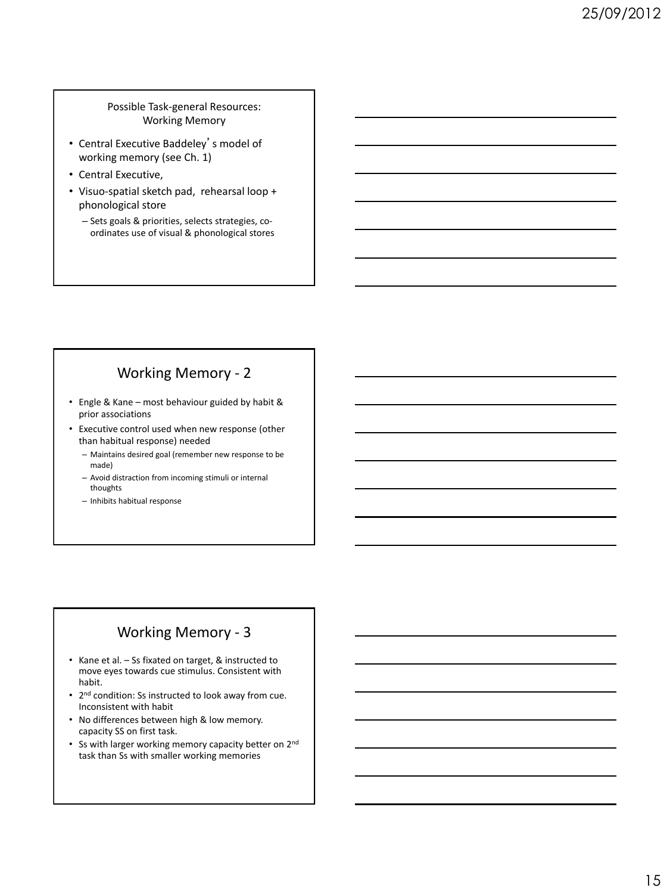## Possible Task-general Resources: Working Memory

- Central Executive Baddeley's model of working memory (see Ch. 1)
- Central Executive,
- Visuo-spatial sketch pad, rehearsal loop + phonological store
  - Sets goals & priorities, selects strategies, co-ordinates use of visual & phonological stores

## Working Memory - 2

- Engle & Kane – most behaviour guided by habit & prior associations
- Executive control used when new response (other than habitual response) needed
  - Maintains desired goal (remember new response to be made)
  - Avoid distraction from incoming stimuli or internal thoughts
  - Inhibits habitual response

## Working Memory - 3

- Kane et al. – Ss fixated on target, & instructed to move eyes towards cue stimulus. Consistent with habit.
- 2nd condition: Ss instructed to look away from cue. Inconsistent with habit
- No differences between high & low memory. capacity SS on first task.
- Ss with larger working memory capacity better on 2nd task than Ss with smaller working memories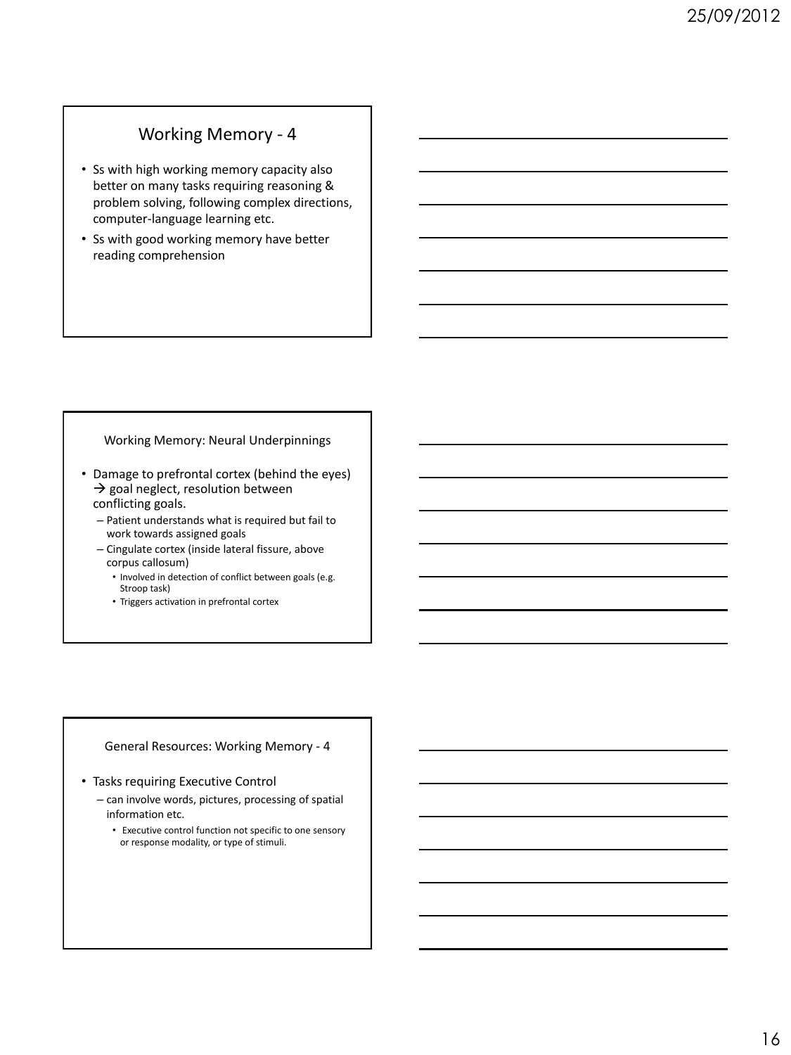## Working Memory - 4

- Ss with high working memory capacity also better on many tasks requiring reasoning & problem solving, following complex directions, computer-language learning etc.
- Ss with good working memory have better reading comprehension

## Working Memory: Neural Underpinnings

- Damage to prefrontal cortex (behind the eyes) → goal neglect, resolution between conflicting goals.
  - Patient understands what is required but fail to work towards assigned goals
  - Cingulate cortex (inside lateral fissure, above corpus callosum)
    - Involved in detection of conflict between goals (e.g. Stroop task)
    - Triggers activation in prefrontal cortex

## General Resources: Working Memory - 4

- Tasks requiring Executive Control
  - can involve words, pictures, processing of spatial information etc.
    - Executive control function not specific to one sensory or response modality, or type of stimuli.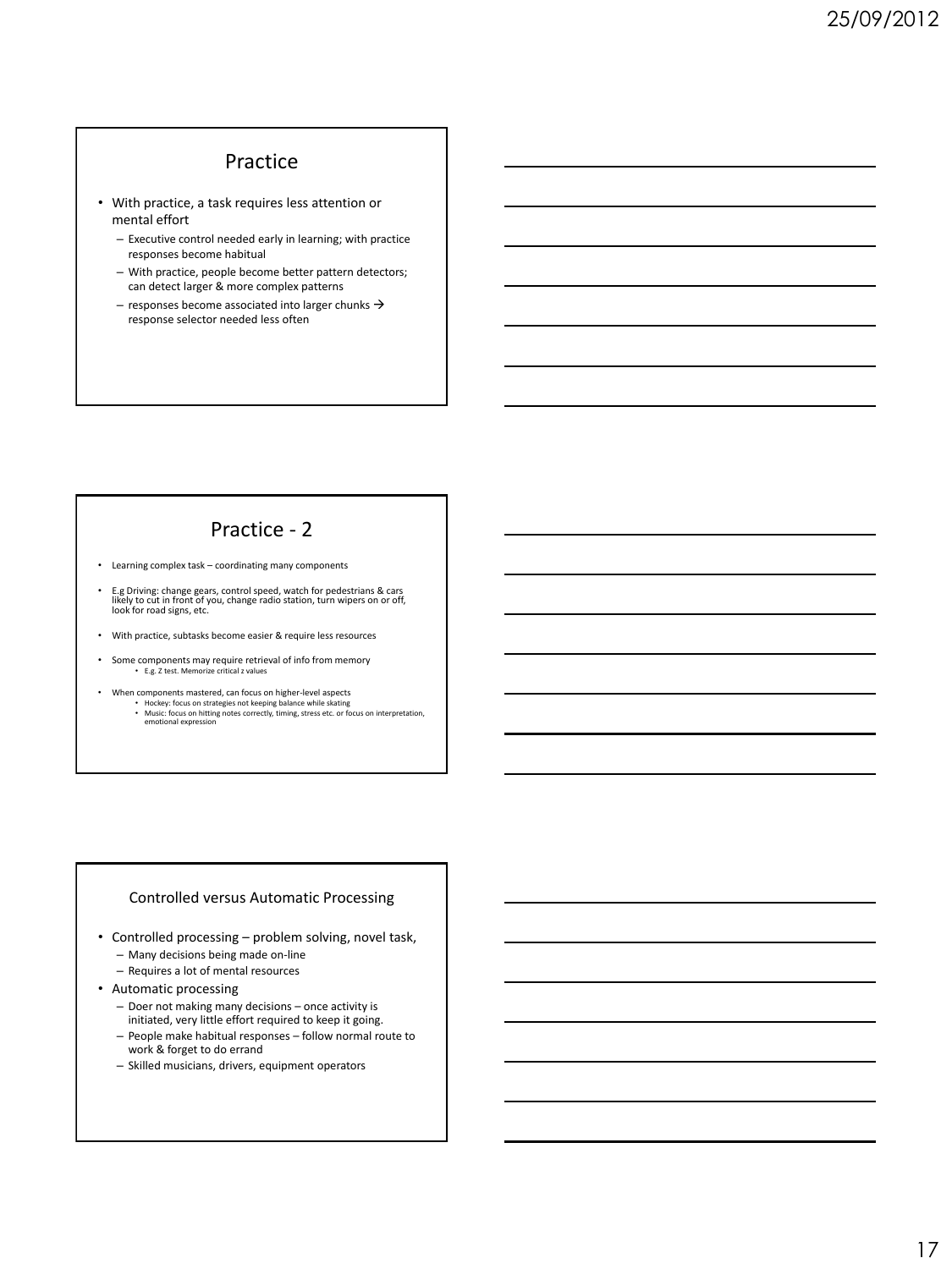## Practice

- With practice, a task requires less attention or mental effort
  - Executive control needed early in learning; with practice responses become habitual
  - With practice, people become better pattern detectors; can detect larger & more complex patterns
  - responses become associated into larger chunks → response selector needed less often

## Practice - 2

- Learning complex task – coordinating many components
- E.g Driving: change gears, control speed, watch for pedestrians & cars likely to cut in front of you, change radio station, turn wipers on or off, look for road signs, etc.
- With practice, subtasks become easier & require less resources
- Some components may require retrieval of info from memory
  - E.g. Z test. Memorize critical z values
- When components mastered, can focus on higher-level aspects
  - Hockey: focus on strategies not keeping balance while skating
  - Music: focus on hitting notes correctly, timing, stress etc. or focus on interpretation, emotional expression

## Controlled versus Automatic Processing

- Controlled processing – problem solving, novel task,
  - Many decisions being made on-line
  - Requires a lot of mental resources
- Automatic processing
  - Doer not making many decisions – once activity is initiated, very little effort required to keep it going.
  - People make habitual responses – follow normal route to work & forget to do errand
  - Skilled musicians, drivers, equipment operators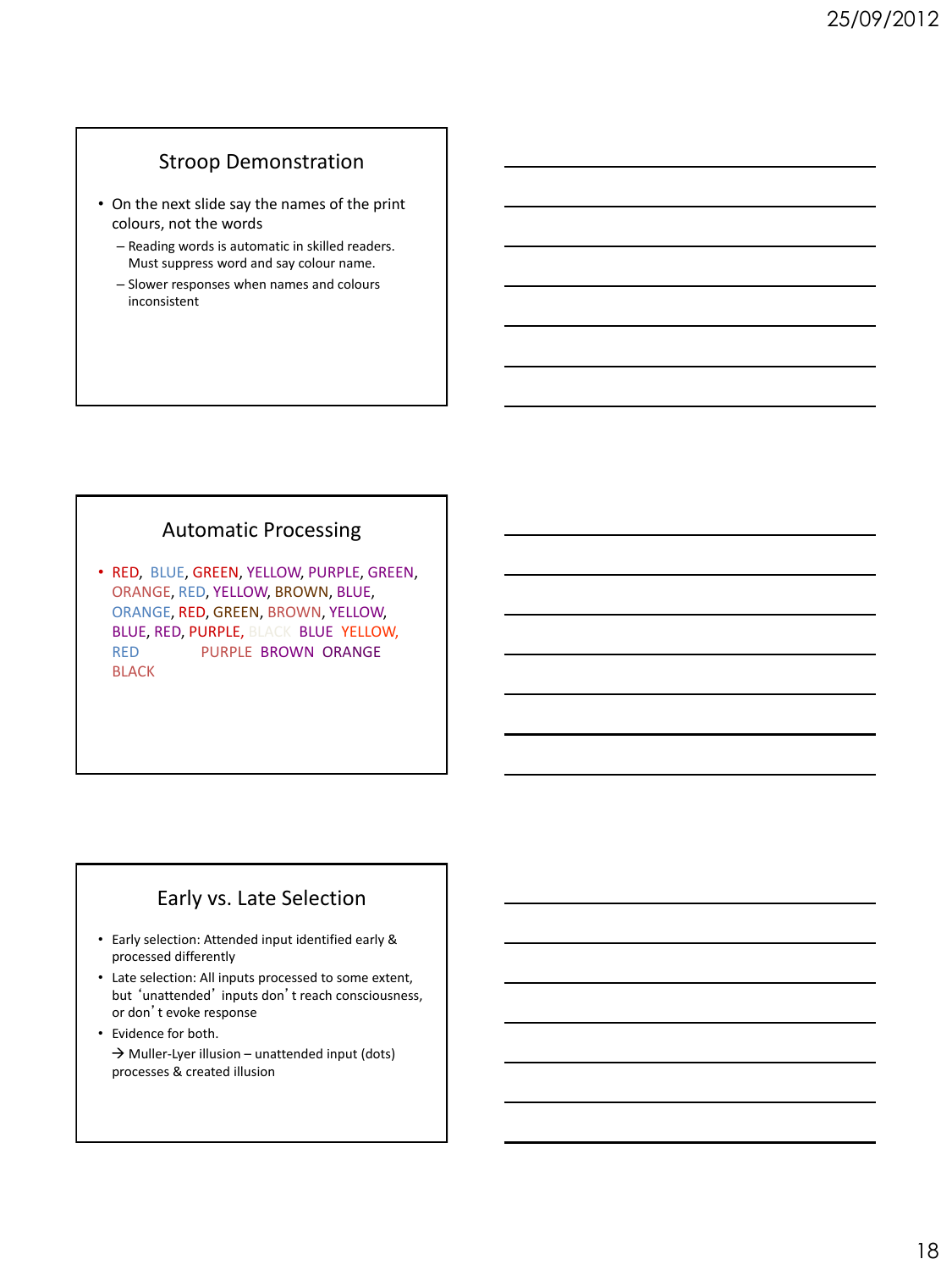## Stroop Demonstration

- On the next slide say the names of the print colours, not the words
  - Reading words is automatic in skilled readers. Must suppress word and say colour name.
  - Slower responses when names and colours inconsistent

## Automatic Processing

- RED, BLUE, GREEN, YELLOW, PURPLE, GREEN, ORANGE, RED, YELLOW, BROWN, BLUE, ORANGE, RED, GREEN, BROWN, YELLOW, BLUE, RED, PURPLE, BLACK BLUE YELLOW, RED PURPLE BROWN ORANGE BLACK

## Early vs. Late Selection

- Early selection: Attended input identified early & processed differently
- Late selection: All inputs processed to some extent, but 'unattended' inputs don't reach consciousness, or don't evoke response
- Evidence for both.

  → Muller-Lyer illusion – unattended input (dots) processes & created illusion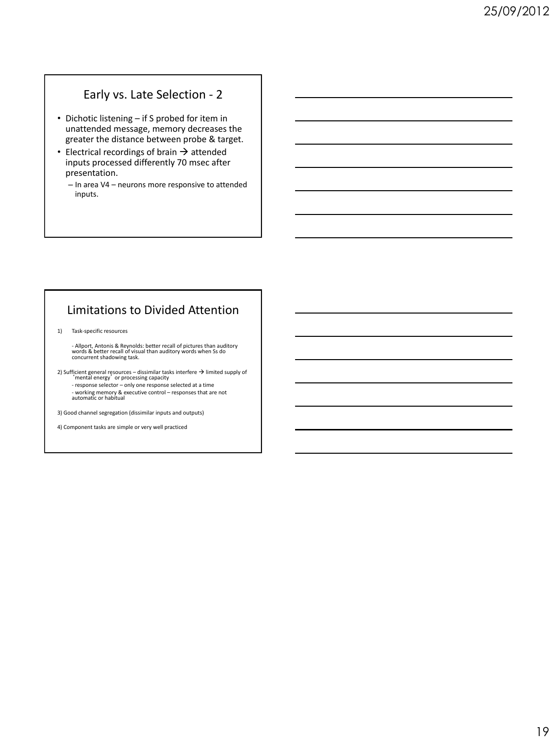## Early vs. Late Selection - 2

- Dichotic listening – if S probed for item in unattended message, memory decreases the greater the distance between probe & target.
- Electrical recordings of brain → attended inputs processed differently 70 msec after presentation.
  - In area V4 – neurons more responsive to attended inputs.

## Limitations to Divided Attention

1) Task-specific resources

   - Allport, Antonis & Reynolds: better recall of pictures than auditory words & better recall of visual than auditory words when Ss do concurrent shadowing task.

2) Sufficient general resources – dissimilar tasks interfere → limited supply of 'mental energy' or processing capacity
   - response selector – only one response selected at a time
   - working memory & executive control – responses that are not automatic or habitual

3) Good channel segregation (dissimilar inputs and outputs)

4) Component tasks are simple or very well practiced